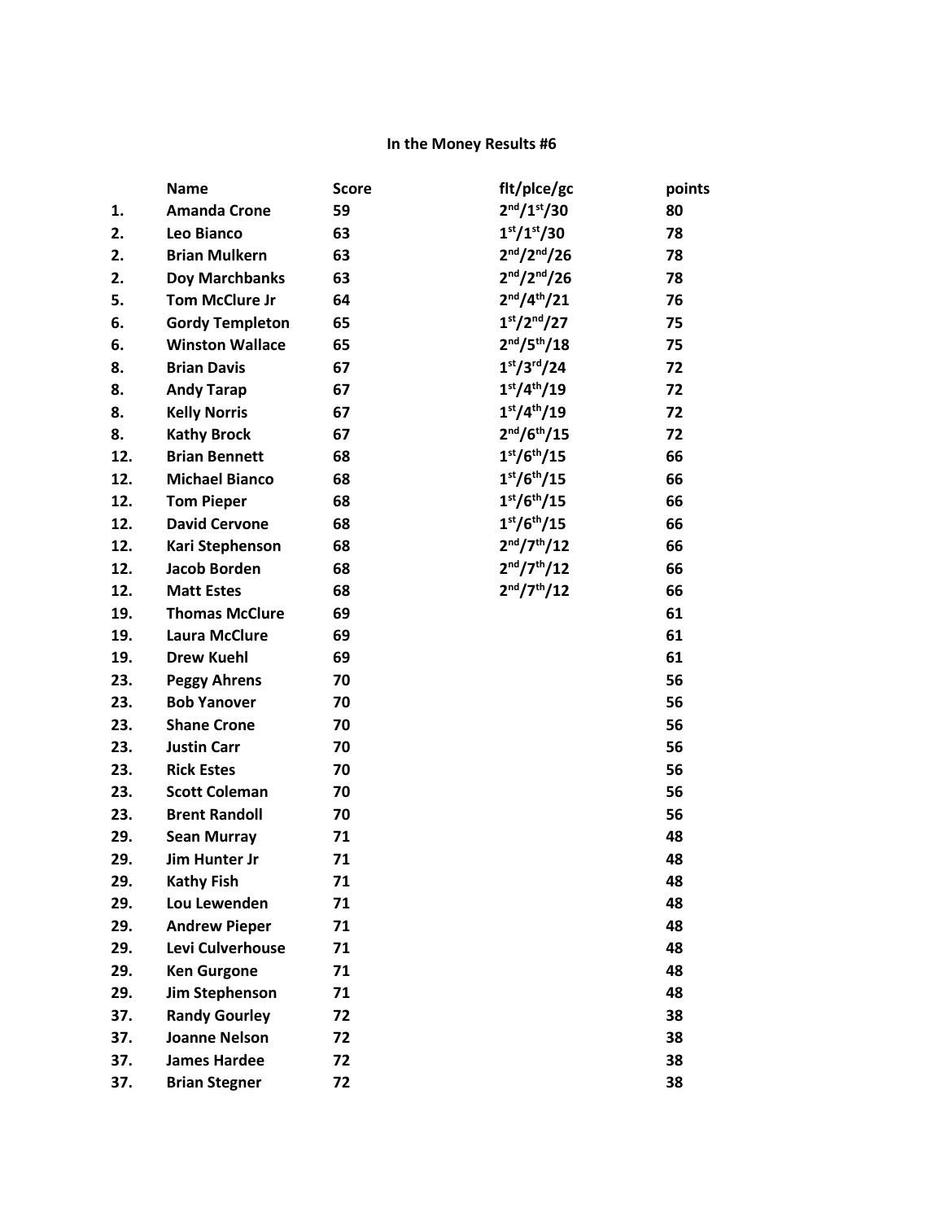# In the Money Results #6

| | Name | Score | flt/plce/gc | points |
|---|---|---|---|---|
| 1. | Amanda Crone | 59 | 2nd/1st/30 | 80 |
| 2. | Leo Bianco | 63 | 1st/1st/30 | 78 |
| 2. | Brian Mulkern | 63 | 2nd/2nd/26 | 78 |
| 2. | Doy Marchbanks | 63 | 2nd/2nd/26 | 78 |
| 5. | Tom McClure Jr | 64 | 2nd/4th/21 | 76 |
| 6. | Gordy Templeton | 65 | 1st/2nd/27 | 75 |
| 6. | Winston Wallace | 65 | 2nd/5th/18 | 75 |
| 8. | Brian Davis | 67 | 1st/3rd/24 | 72 |
| 8. | Andy Tarap | 67 | 1st/4th/19 | 72 |
| 8. | Kelly Norris | 67 | 1st/4th/19 | 72 |
| 8. | Kathy Brock | 67 | 2nd/6th/15 | 72 |
| 12. | Brian Bennett | 68 | 1st/6th/15 | 66 |
| 12. | Michael Bianco | 68 | 1st/6th/15 | 66 |
| 12. | Tom Pieper | 68 | 1st/6th/15 | 66 |
| 12. | David Cervone | 68 | 1st/6th/15 | 66 |
| 12. | Kari Stephenson | 68 | 2nd/7th/12 | 66 |
| 12. | Jacob Borden | 68 | 2nd/7th/12 | 66 |
| 12. | Matt Estes | 68 | 2nd/7th/12 | 66 |
| 19. | Thomas McClure | 69 | | 61 |
| 19. | Laura McClure | 69 | | 61 |
| 19. | Drew Kuehl | 69 | | 61 |
| 23. | Peggy Ahrens | 70 | | 56 |
| 23. | Bob Yanover | 70 | | 56 |
| 23. | Shane Crone | 70 | | 56 |
| 23. | Justin Carr | 70 | | 56 |
| 23. | Rick Estes | 70 | | 56 |
| 23. | Scott Coleman | 70 | | 56 |
| 23. | Brent Randoll | 70 | | 56 |
| 29. | Sean Murray | 71 | | 48 |
| 29. | Jim Hunter Jr | 71 | | 48 |
| 29. | Kathy Fish | 71 | | 48 |
| 29. | Lou Lewenden | 71 | | 48 |
| 29. | Andrew Pieper | 71 | | 48 |
| 29. | Levi Culverhouse | 71 | | 48 |
| 29. | Ken Gurgone | 71 | | 48 |
| 29. | Jim Stephenson | 71 | | 48 |
| 37. | Randy Gourley | 72 | | 38 |
| 37. | Joanne Nelson | 72 | | 38 |
| 37. | James Hardee | 72 | | 38 |
| 37. | Brian Stegner | 72 | | 38 |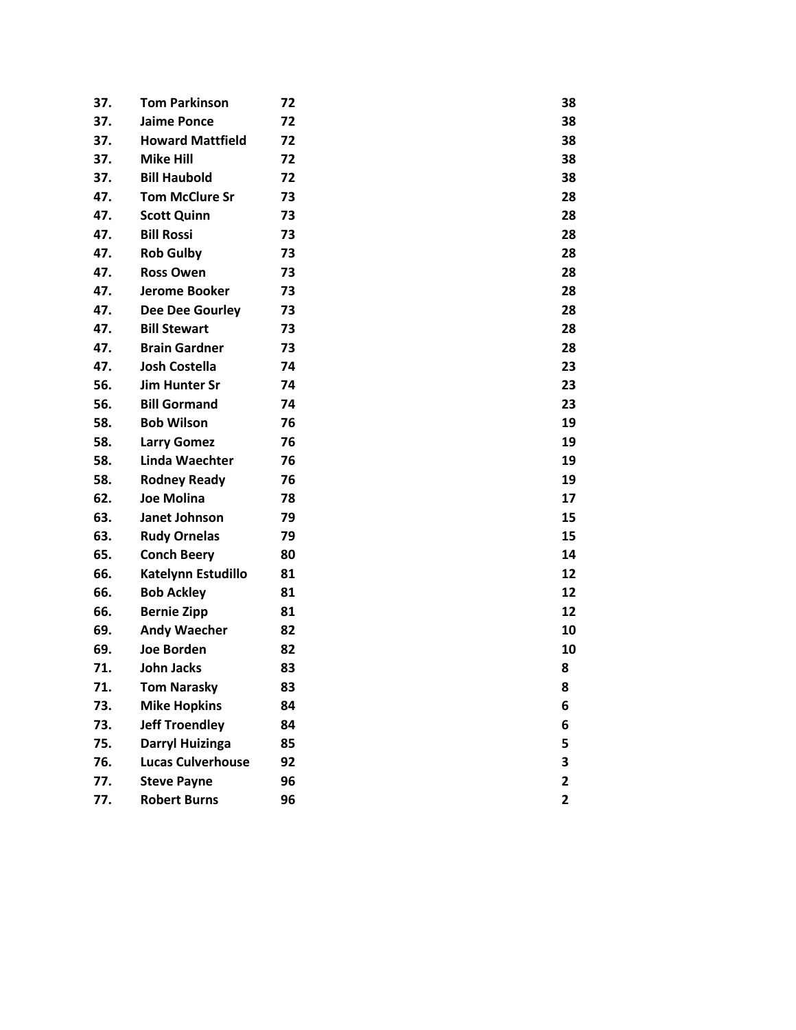| | | | |
|---|---|---|---|
| 37. | Tom Parkinson | 72 | 38 |
| 37. | Jaime Ponce | 72 | 38 |
| 37. | Howard Mattfield | 72 | 38 |
| 37. | Mike Hill | 72 | 38 |
| 37. | Bill Haubold | 72 | 38 |
| 47. | Tom McClure Sr | 73 | 28 |
| 47. | Scott Quinn | 73 | 28 |
| 47. | Bill Rossi | 73 | 28 |
| 47. | Rob Gulby | 73 | 28 |
| 47. | Ross Owen | 73 | 28 |
| 47. | Jerome Booker | 73 | 28 |
| 47. | Dee Dee Gourley | 73 | 28 |
| 47. | Bill Stewart | 73 | 28 |
| 47. | Brain Gardner | 73 | 28 |
| 47. | Josh Costella | 74 | 23 |
| 56. | Jim Hunter Sr | 74 | 23 |
| 56. | Bill Gormand | 74 | 23 |
| 58. | Bob Wilson | 76 | 19 |
| 58. | Larry Gomez | 76 | 19 |
| 58. | Linda Waechter | 76 | 19 |
| 58. | Rodney Ready | 76 | 19 |
| 62. | Joe Molina | 78 | 17 |
| 63. | Janet Johnson | 79 | 15 |
| 63. | Rudy Ornelas | 79 | 15 |
| 65. | Conch Beery | 80 | 14 |
| 66. | Katelynn Estudillo | 81 | 12 |
| 66. | Bob Ackley | 81 | 12 |
| 66. | Bernie Zipp | 81 | 12 |
| 69. | Andy Waecher | 82 | 10 |
| 69. | Joe Borden | 82 | 10 |
| 71. | John Jacks | 83 | 8 |
| 71. | Tom Narasky | 83 | 8 |
| 73. | Mike Hopkins | 84 | 6 |
| 73. | Jeff Troendley | 84 | 6 |
| 75. | Darryl Huizinga | 85 | 5 |
| 76. | Lucas Culverhouse | 92 | 3 |
| 77. | Steve Payne | 96 | 2 |
| 77. | Robert Burns | 96 | 2 |